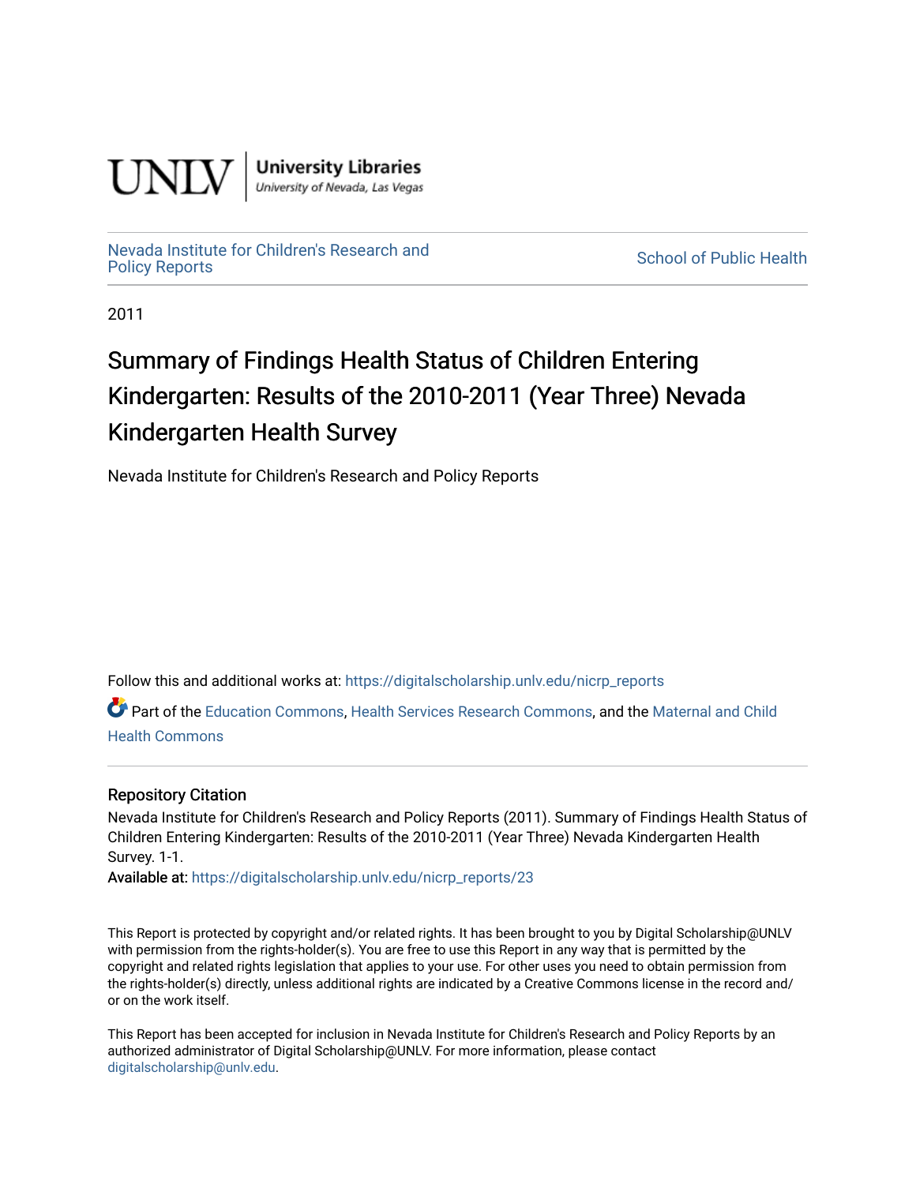UNLV | University Libraries
University of Nevada, Las Vegas

Nevada Institute for Children's Research and Policy Reports

School of Public Health

2011

# Summary of Findings Health Status of Children Entering Kindergarten: Results of the 2010-2011 (Year Three) Nevada Kindergarten Health Survey

Nevada Institute for Children's Research and Policy Reports

Follow this and additional works at: https://digitalscholarship.unlv.edu/nicrp_reports

Part of the Education Commons, Health Services Research Commons, and the Maternal and Child Health Commons

## Repository Citation

Nevada Institute for Children's Research and Policy Reports (2011). Summary of Findings Health Status of Children Entering Kindergarten: Results of the 2010-2011 (Year Three) Nevada Kindergarten Health Survey. 1-1.

**Available at:** https://digitalscholarship.unlv.edu/nicrp_reports/23

This Report is protected by copyright and/or related rights. It has been brought to you by Digital Scholarship@UNLV with permission from the rights-holder(s). You are free to use this Report in any way that is permitted by the copyright and related rights legislation that applies to your use. For other uses you need to obtain permission from the rights-holder(s) directly, unless additional rights are indicated by a Creative Commons license in the record and/or on the work itself.

This Report has been accepted for inclusion in Nevada Institute for Children's Research and Policy Reports by an authorized administrator of Digital Scholarship@UNLV. For more information, please contact digitalscholarship@unlv.edu.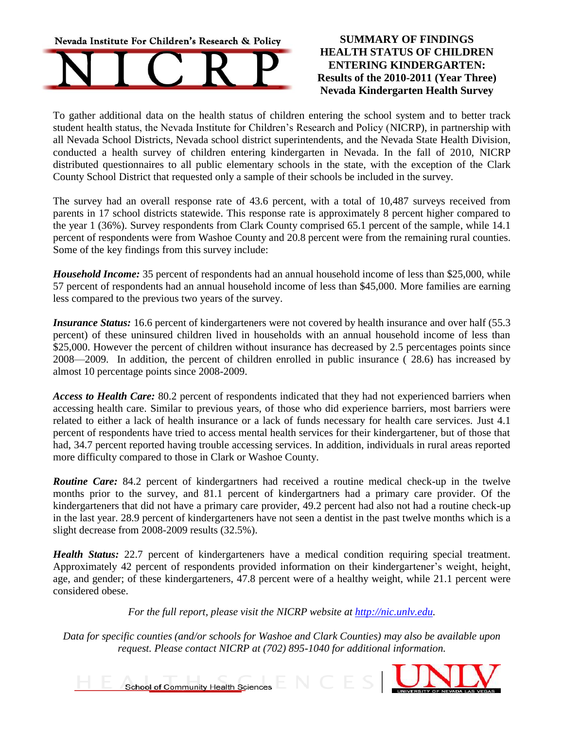Nevada Institute For Children's Research & Policy

NICRP

# SUMMARY OF FINDINGS HEALTH STATUS OF CHILDREN ENTERING KINDERGARTEN: Results of the 2010-2011 (Year Three) Nevada Kindergarten Health Survey

To gather additional data on the health status of children entering the school system and to better track student health status, the Nevada Institute for Children's Research and Policy (NICRP), in partnership with all Nevada School Districts, Nevada school district superintendents, and the Nevada State Health Division, conducted a health survey of children entering kindergarten in Nevada. In the fall of 2010, NICRP distributed questionnaires to all public elementary schools in the state, with the exception of the Clark County School District that requested only a sample of their schools be included in the survey.

The survey had an overall response rate of 43.6 percent, with a total of 10,487 surveys received from parents in 17 school districts statewide. This response rate is approximately 8 percent higher compared to the year 1 (36%). Survey respondents from Clark County comprised 65.1 percent of the sample, while 14.1 percent of respondents were from Washoe County and 20.8 percent were from the remaining rural counties. Some of the key findings from this survey include:

***Household Income:*** 35 percent of respondents had an annual household income of less than $25,000, while 57 percent of respondents had an annual household income of less than $45,000. More families are earning less compared to the previous two years of the survey.

***Insurance Status:*** 16.6 percent of kindergarteners were not covered by health insurance and over half (55.3 percent) of these uninsured children lived in households with an annual household income of less than $25,000. However the percent of children without insurance has decreased by 2.5 percentages points since 2008—2009. In addition, the percent of children enrolled in public insurance ( 28.6) has increased by almost 10 percentage points since 2008-2009.

***Access to Health Care:*** 80.2 percent of respondents indicated that they had not experienced barriers when accessing health care. Similar to previous years, of those who did experience barriers, most barriers were related to either a lack of health insurance or a lack of funds necessary for health care services. Just 4.1 percent of respondents have tried to access mental health services for their kindergartener, but of those that had, 34.7 percent reported having trouble accessing services. In addition, individuals in rural areas reported more difficulty compared to those in Clark or Washoe County.

***Routine Care:*** 84.2 percent of kindergartners had received a routine medical check-up in the twelve months prior to the survey, and 81.1 percent of kindergartners had a primary care provider. Of the kindergarteners that did not have a primary care provider, 49.2 percent had also not had a routine check-up in the last year. 28.9 percent of kindergarteners have not seen a dentist in the past twelve months which is a slight decrease from 2008-2009 results (32.5%).

***Health Status:*** 22.7 percent of kindergarteners have a medical condition requiring special treatment. Approximately 42 percent of respondents provided information on their kindergartener's weight, height, age, and gender; of these kindergarteners, 47.8 percent were of a healthy weight, while 21.1 percent were considered obese.

*For the full report, please visit the NICRP website at [http://nic.unlv.edu](http://nic.unlv.edu).*

*Data for specific counties (and/or schools for Washoe and Clark Counties) may also be available upon request. Please contact NICRP at (702) 895-1040 for additional information.*

HEALTH SCIENCES School of Community Health Sciences | UNLV UNIVERSITY OF NEVADA LAS VEGAS